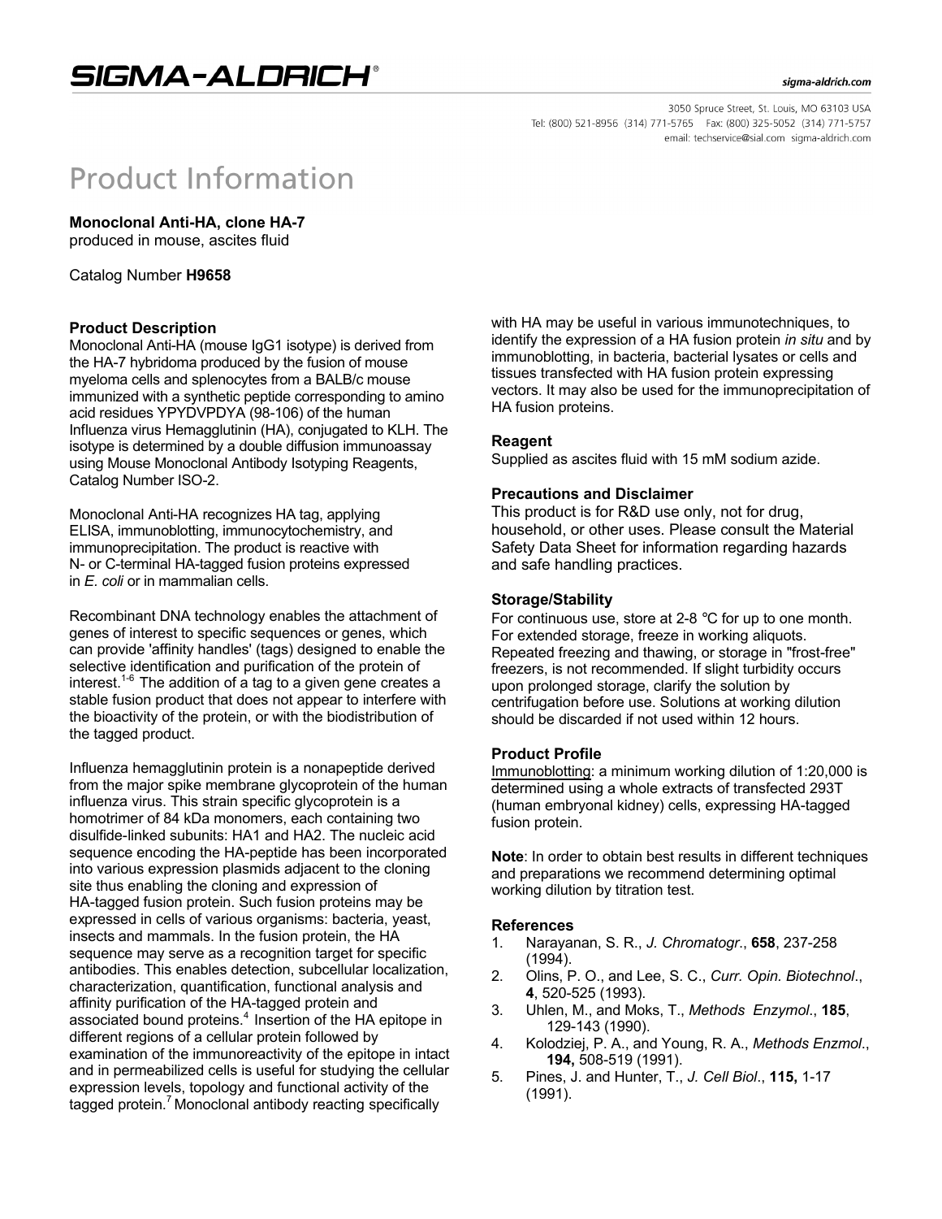# SIGMA-ALDRICH®

sigma-aldrich.com

3050 Spruce Street, St. Louis, MO 63103 USA
Tel: (800) 521-8956 (314) 771-5765 Fax: (800) 325-5052 (314) 771-5757
email: techservice@sial.com sigma-aldrich.com

# Product Information

**Monoclonal Anti-HA, clone HA-7**
produced in mouse, ascites fluid

Catalog Number **H9658**

## Product Description

Monoclonal Anti-HA (mouse IgG1 isotype) is derived from the HA-7 hybridoma produced by the fusion of mouse myeloma cells and splenocytes from a BALB/c mouse immunized with a synthetic peptide corresponding to amino acid residues YPYDVPDYA (98-106) of the human Influenza virus Hemagglutinin (HA), conjugated to KLH. The isotype is determined by a double diffusion immunoassay using Mouse Monoclonal Antibody Isotyping Reagents, Catalog Number ISO-2.

Monoclonal Anti-HA recognizes HA tag, applying ELISA, immunoblotting, immunocytochemistry, and immunoprecipitation. The product is reactive with N- or C-terminal HA-tagged fusion proteins expressed in *E. coli* or in mammalian cells.

Recombinant DNA technology enables the attachment of genes of interest to specific sequences or genes, which can provide 'affinity handles' (tags) designed to enable the selective identification and purification of the protein of interest.[1-6] The addition of a tag to a given gene creates a stable fusion product that does not appear to interfere with the bioactivity of the protein, or with the biodistribution of the tagged product.

Influenza hemagglutinin protein is a nonapeptide derived from the major spike membrane glycoprotein of the human influenza virus. This strain specific glycoprotein is a homotrimer of 84 kDa monomers, each containing two disulfide-linked subunits: HA1 and HA2. The nucleic acid sequence encoding the HA-peptide has been incorporated into various expression plasmids adjacent to the cloning site thus enabling the cloning and expression of HA-tagged fusion protein. Such fusion proteins may be expressed in cells of various organisms: bacteria, yeast, insects and mammals. In the fusion protein, the HA sequence may serve as a recognition target for specific antibodies. This enables detection, subcellular localization, characterization, quantification, functional analysis and affinity purification of the HA-tagged protein and associated bound proteins.[4] Insertion of the HA epitope in different regions of a cellular protein followed by examination of the immunoreactivity of the epitope in intact and in permeabilized cells is useful for studying the cellular expression levels, topology and functional activity of the tagged protein.[7] Monoclonal antibody reacting specifically with HA may be useful in various immunotechniques, to identify the expression of a HA fusion protein *in situ* and by immunoblotting, in bacteria, bacterial lysates or cells and tissues transfected with HA fusion protein expressing vectors. It may also be used for the immunoprecipitation of HA fusion proteins.

## Reagent

Supplied as ascites fluid with 15 mM sodium azide.

## Precautions and Disclaimer

This product is for R&D use only, not for drug, household, or other uses. Please consult the Material Safety Data Sheet for information regarding hazards and safe handling practices.

## Storage/Stability

For continuous use, store at 2-8 °C for up to one month. For extended storage, freeze in working aliquots. Repeated freezing and thawing, or storage in "frost-free" freezers, is not recommended. If slight turbidity occurs upon prolonged storage, clarify the solution by centrifugation before use. Solutions at working dilution should be discarded if not used within 12 hours.

## Product Profile

Immunoblotting: a minimum working dilution of 1:20,000 is determined using a whole extracts of transfected 293T (human embryonal kidney) cells, expressing HA-tagged fusion protein.

**Note**: In order to obtain best results in different techniques and preparations we recommend determining optimal working dilution by titration test.

## References

1. Narayanan, S. R., *J. Chromatogr*., **658**, 237-258 (1994).
2. Olins, P. O., and Lee, S. C., *Curr. Opin. Biotechnol*., **4**, 520-525 (1993).
3. Uhlen, M., and Moks, T., *Methods Enzymol*., **185**, 129-143 (1990).
4. Kolodziej, P. A., and Young, R. A., *Methods Enzmol*., **194,** 508-519 (1991).
5. Pines, J. and Hunter, T., *J. Cell Biol*., **115,** 1-17 (1991).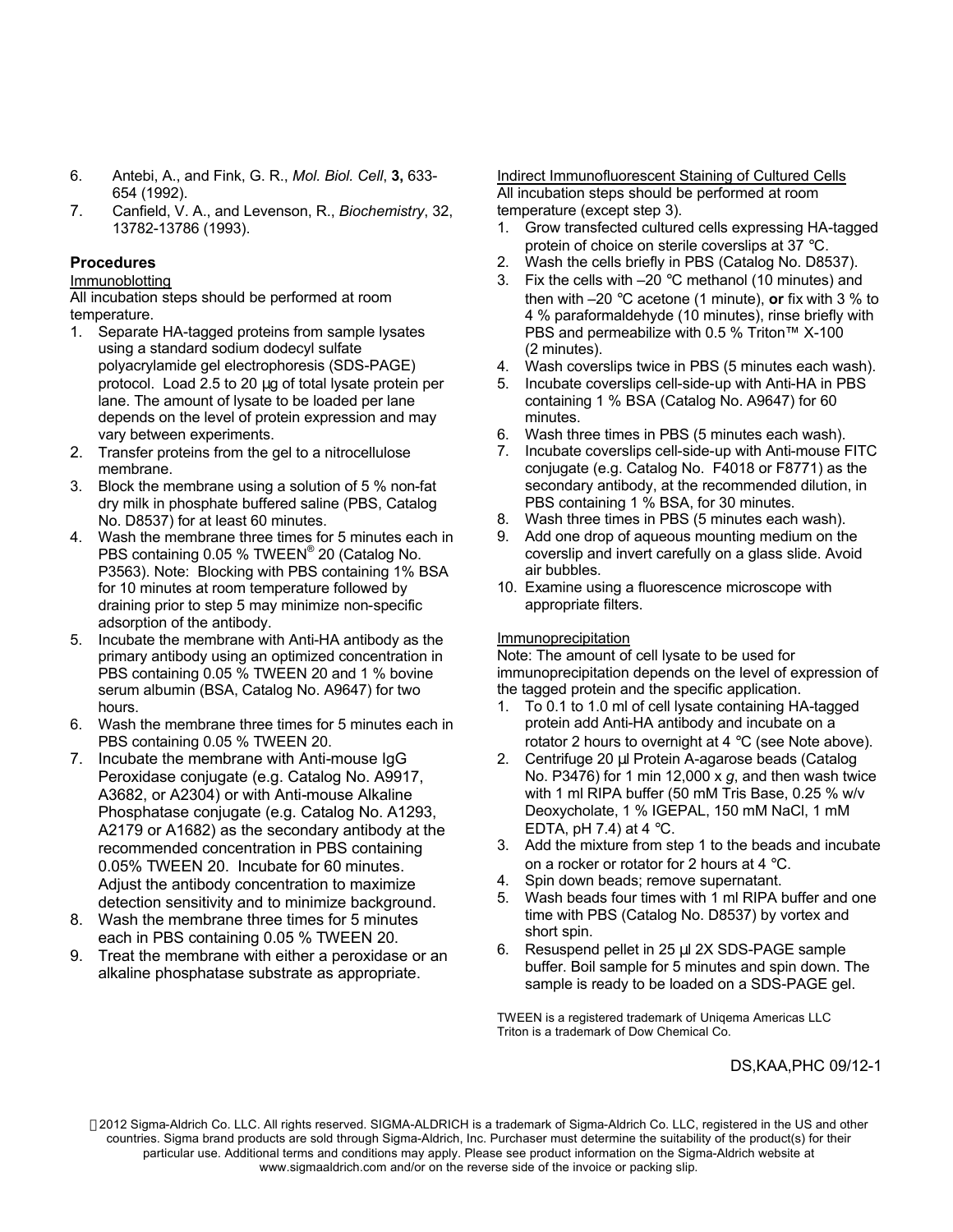6. Antebi, A., and Fink, G. R., *Mol. Biol. Cell*, **3,** 633-654 (1992).
7. Canfield, V. A., and Levenson, R., *Biochemistry*, 32, 13782-13786 (1993).

## Procedures

Immunoblotting

All incubation steps should be performed at room temperature.

1. Separate HA-tagged proteins from sample lysates using a standard sodium dodecyl sulfate polyacrylamide gel electrophoresis (SDS-PAGE) protocol. Load 2.5 to 20 μg of total lysate protein per lane. The amount of lysate to be loaded per lane depends on the level of protein expression and may vary between experiments.
2. Transfer proteins from the gel to a nitrocellulose membrane.
3. Block the membrane using a solution of 5 % non-fat dry milk in phosphate buffered saline (PBS, Catalog No. D8537) for at least 60 minutes.
4. Wash the membrane three times for 5 minutes each in PBS containing 0.05 % TWEEN® 20 (Catalog No. P3563). Note: Blocking with PBS containing 1% BSA for 10 minutes at room temperature followed by draining prior to step 5 may minimize non-specific adsorption of the antibody.
5. Incubate the membrane with Anti-HA antibody as the primary antibody using an optimized concentration in PBS containing 0.05 % TWEEN 20 and 1 % bovine serum albumin (BSA, Catalog No. A9647) for two hours.
6. Wash the membrane three times for 5 minutes each in PBS containing 0.05 % TWEEN 20.
7. Incubate the membrane with Anti-mouse IgG Peroxidase conjugate (e.g. Catalog No. A9917, A3682, or A2304) or with Anti-mouse Alkaline Phosphatase conjugate (e.g. Catalog No. A1293, A2179 or A1682) as the secondary antibody at the recommended concentration in PBS containing 0.05% TWEEN 20. Incubate for 60 minutes. Adjust the antibody concentration to maximize detection sensitivity and to minimize background.
8. Wash the membrane three times for 5 minutes each in PBS containing 0.05 % TWEEN 20.
9. Treat the membrane with either a peroxidase or an alkaline phosphatase substrate as appropriate.

Indirect Immunofluorescent Staining of Cultured Cells

All incubation steps should be performed at room temperature (except step 3).

1. Grow transfected cultured cells expressing HA-tagged protein of choice on sterile coverslips at 37 °C.
2. Wash the cells briefly in PBS (Catalog No. D8537).
3. Fix the cells with –20 °C methanol (10 minutes) and then with –20 °C acetone (1 minute), **or** fix with 3 % to 4 % paraformaldehyde (10 minutes), rinse briefly with PBS and permeabilize with 0.5 % Triton™ X-100 (2 minutes).
4. Wash coverslips twice in PBS (5 minutes each wash).
5. Incubate coverslips cell-side-up with Anti-HA in PBS containing 1 % BSA (Catalog No. A9647) for 60 minutes.
6. Wash three times in PBS (5 minutes each wash).
7. Incubate coverslips cell-side-up with Anti-mouse FITC conjugate (e.g. Catalog No. F4018 or F8771) as the secondary antibody, at the recommended dilution, in PBS containing 1 % BSA, for 30 minutes.
8. Wash three times in PBS (5 minutes each wash).
9. Add one drop of aqueous mounting medium on the coverslip and invert carefully on a glass slide. Avoid air bubbles.
10. Examine using a fluorescence microscope with appropriate filters.

Immunoprecipitation

Note: The amount of cell lysate to be used for immunoprecipitation depends on the level of expression of the tagged protein and the specific application.

1. To 0.1 to 1.0 ml of cell lysate containing HA-tagged protein add Anti-HA antibody and incubate on a rotator 2 hours to overnight at 4 °C (see Note above).
2. Centrifuge 20 μl Protein A-agarose beads (Catalog No. P3476) for 1 min 12,000 x *g*, and then wash twice with 1 ml RIPA buffer (50 mM Tris Base, 0.25 % w/v Deoxycholate, 1 % IGEPAL, 150 mM NaCl, 1 mM EDTA, pH 7.4) at 4 °C.
3. Add the mixture from step 1 to the beads and incubate on a rocker or rotator for 2 hours at 4 °C.
4. Spin down beads; remove supernatant.
5. Wash beads four times with 1 ml RIPA buffer and one time with PBS (Catalog No. D8537) by vortex and short spin.
6. Resuspend pellet in 25 μl 2X SDS-PAGE sample buffer. Boil sample for 5 minutes and spin down. The sample is ready to be loaded on a SDS-PAGE gel.

TWEEN is a registered trademark of Uniqema Americas LLC
Triton is a trademark of Dow Chemical Co.

DS,KAA,PHC 09/12-1

©2012 Sigma-Aldrich Co. LLC. All rights reserved. SIGMA-ALDRICH is a trademark of Sigma-Aldrich Co. LLC, registered in the US and other countries. Sigma brand products are sold through Sigma-Aldrich, Inc. Purchaser must determine the suitability of the product(s) for their particular use. Additional terms and conditions may apply. Please see product information on the Sigma-Aldrich website at www.sigmaaldrich.com and/or on the reverse side of the invoice or packing slip.